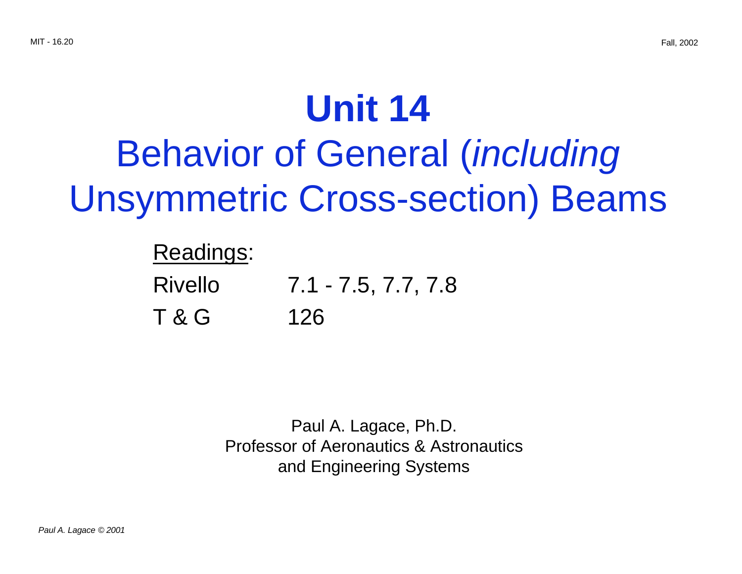# Unit 14

## Behavior of General (*including* Unsymmetric Cross-section) Beams

Readings:

Rivello 7.1 - 7.5, 7.7, 7.8

T & G 126

Paul A. Lagace, Ph.D.
Professor of Aeronautics & Astronautics
and Engineering Systems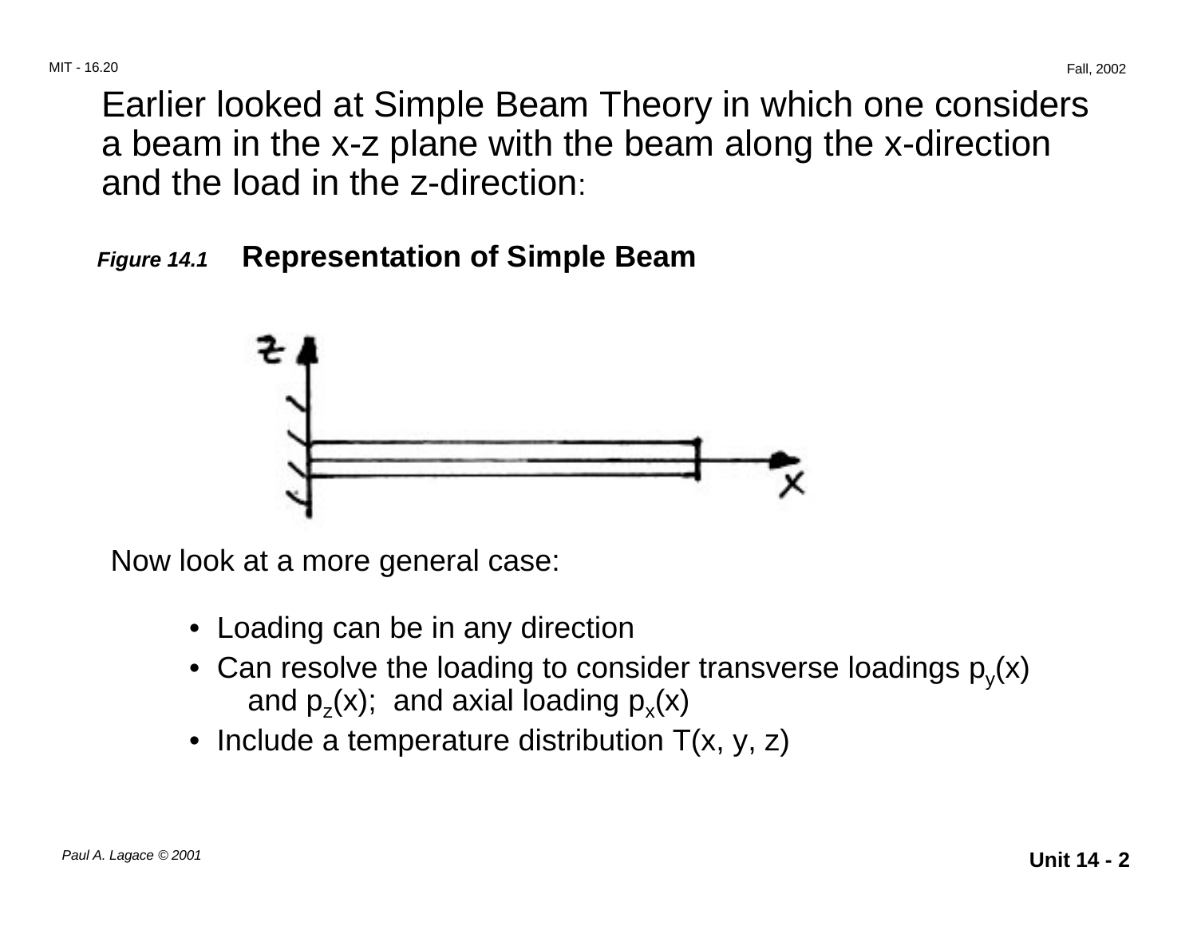Earlier looked at Simple Beam Theory in which one considers a beam in the x-z plane with the beam along the x-direction and the load in the z-direction:

***Figure 14.1*** **Representation of Simple Beam**

Now look at a more general case:

- Loading can be in any direction
- Can resolve the loading to consider transverse loadings $p_y(x)$ and $p_z(x)$; and axial loading $p_x(x)$
- Include a temperature distribution $T(x, y, z)$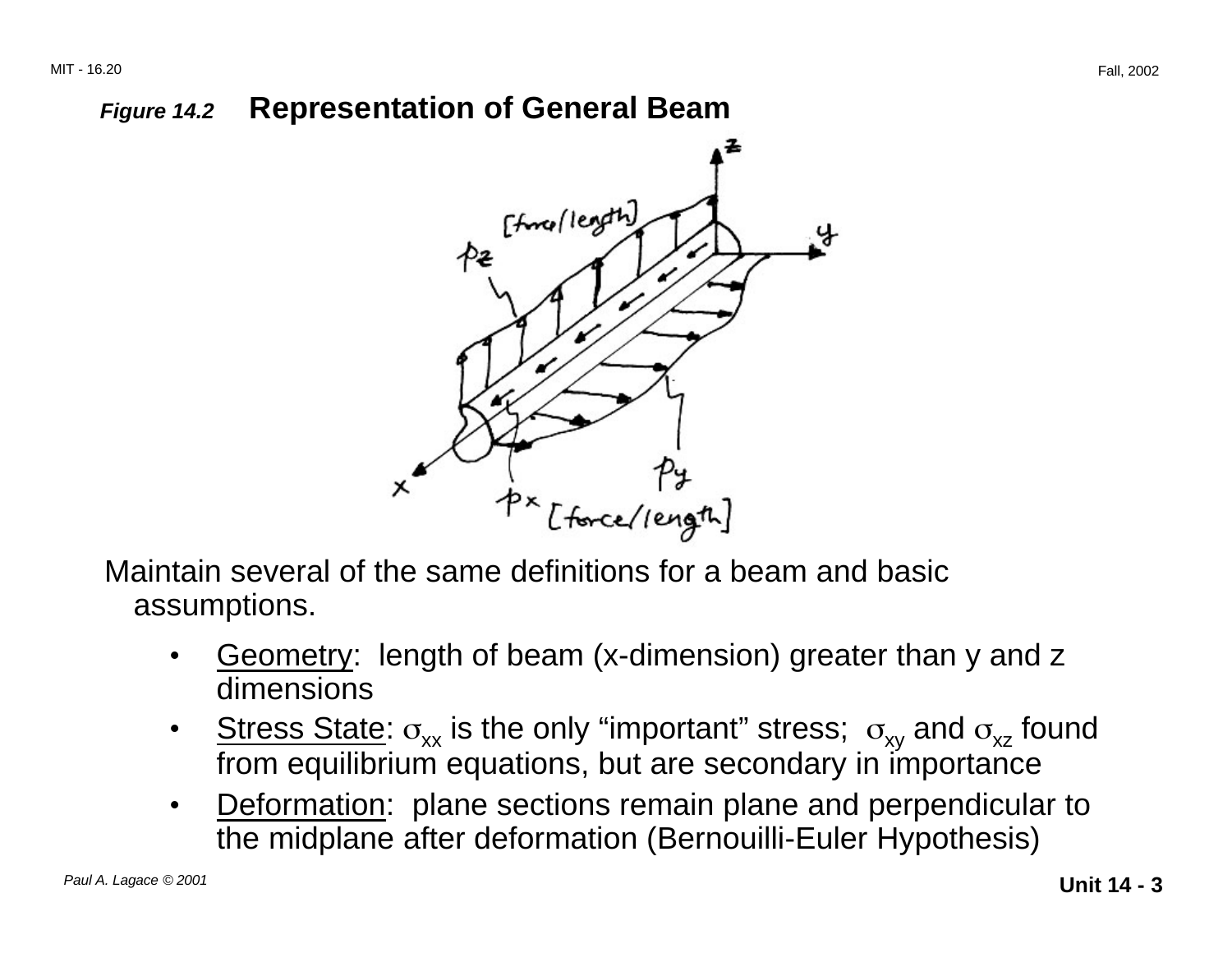***Figure 14.2*** **Representation of General Beam**

Maintain several of the same definitions for a beam and basic assumptions.

- Geometry: length of beam (x-dimension) greater than y and z dimensions
- Stress State: $\sigma_{xx}$ is the only "important" stress; $\sigma_{xy}$ and $\sigma_{xz}$ found from equilibrium equations, but are secondary in importance
- Deformation: plane sections remain plane and perpendicular to the midplane after deformation (Bernouilli-Euler Hypothesis)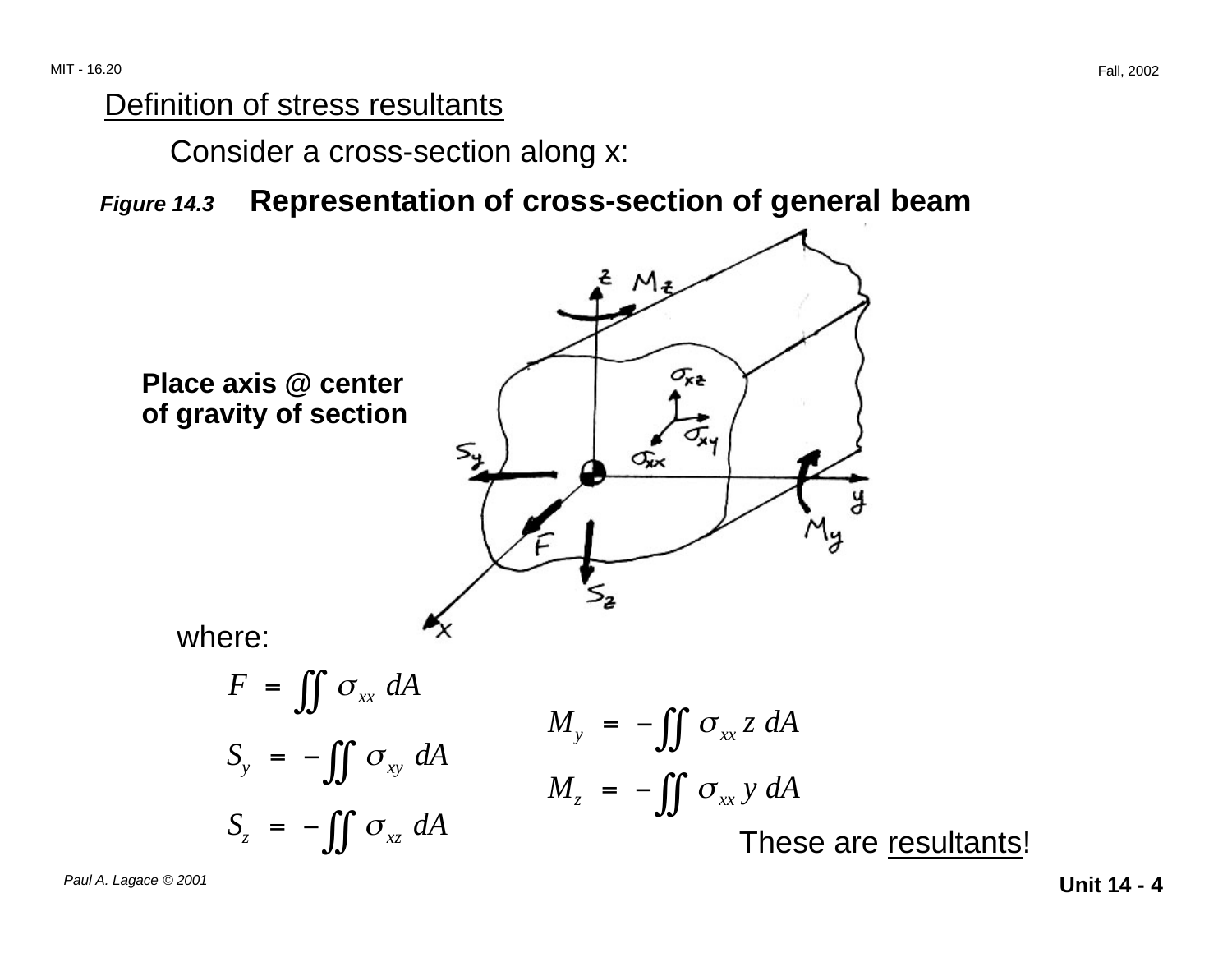## Definition of stress resultants

Consider a cross-section along x:

***Figure 14.3*** **Representation of cross-section of general beam**

**Place axis @ center of gravity of section**

where:

$$F = \iint \sigma_{xx} \, dA$$

$$S_y = -\iint \sigma_{xy} \, dA$$

$$S_z = -\iint \sigma_{xz} \, dA$$

$$M_y = -\iint \sigma_{xx} \, z \, dA$$

$$M_z = -\iint \sigma_{xx} \, y \, dA$$

These are resultants!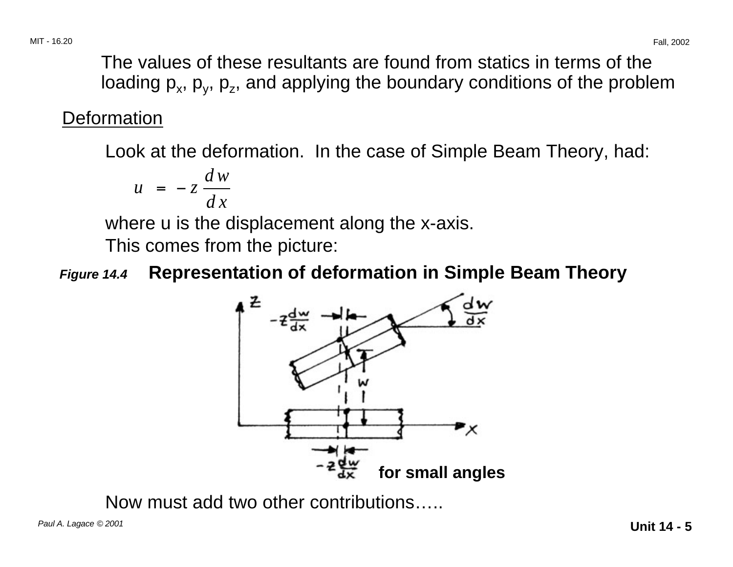The values of these resultants are found from statics in terms of the loading $p_x$, $p_y$, $p_z$, and applying the boundary conditions of the problem

## Deformation

Look at the deformation. In the case of Simple Beam Theory, had:

$$u = -z \frac{dw}{dx}$$

where u is the displacement along the x-axis.

This comes from the picture:

*Figure 14.4* **Representation of deformation in Simple Beam Theory**

**for small angles**

Now must add two other contributions…..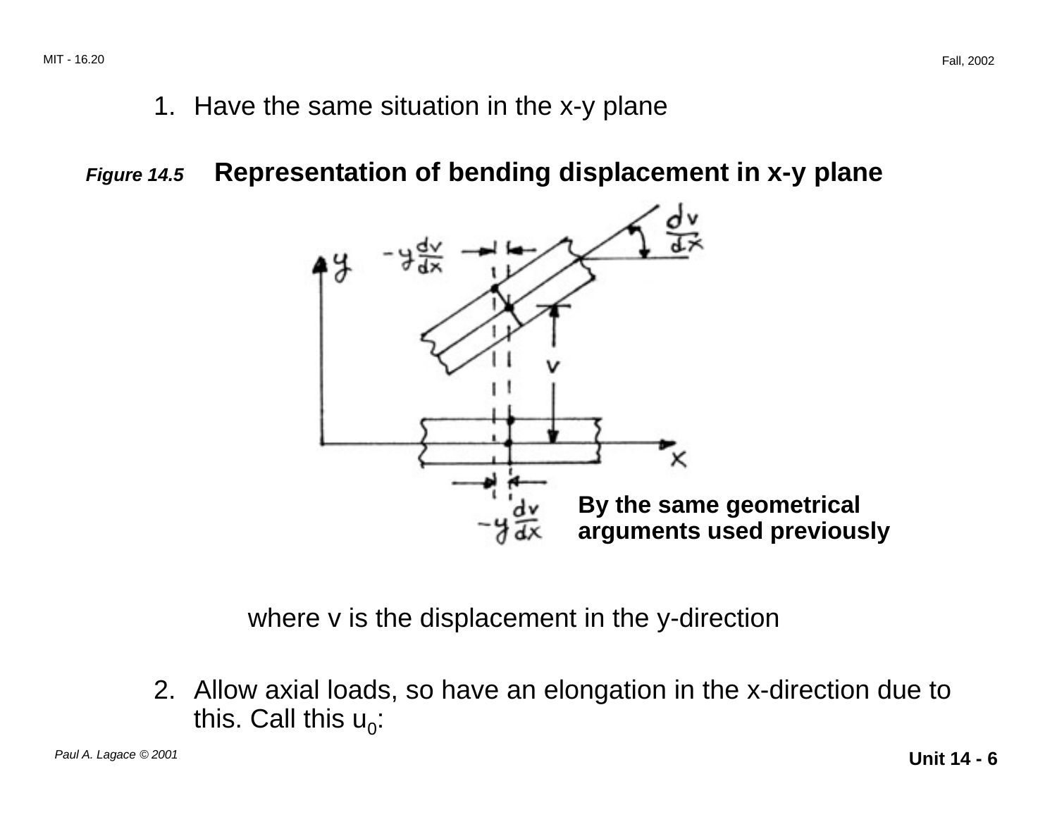1. Have the same situation in the x-y plane

***Figure 14.5*** **Representation of bending displacement in x-y plane**

**By the same geometrical arguments used previously**

where v is the displacement in the y-direction

2. Allow axial loads, so have an elongation in the x-direction due to this. Call this $u_0$: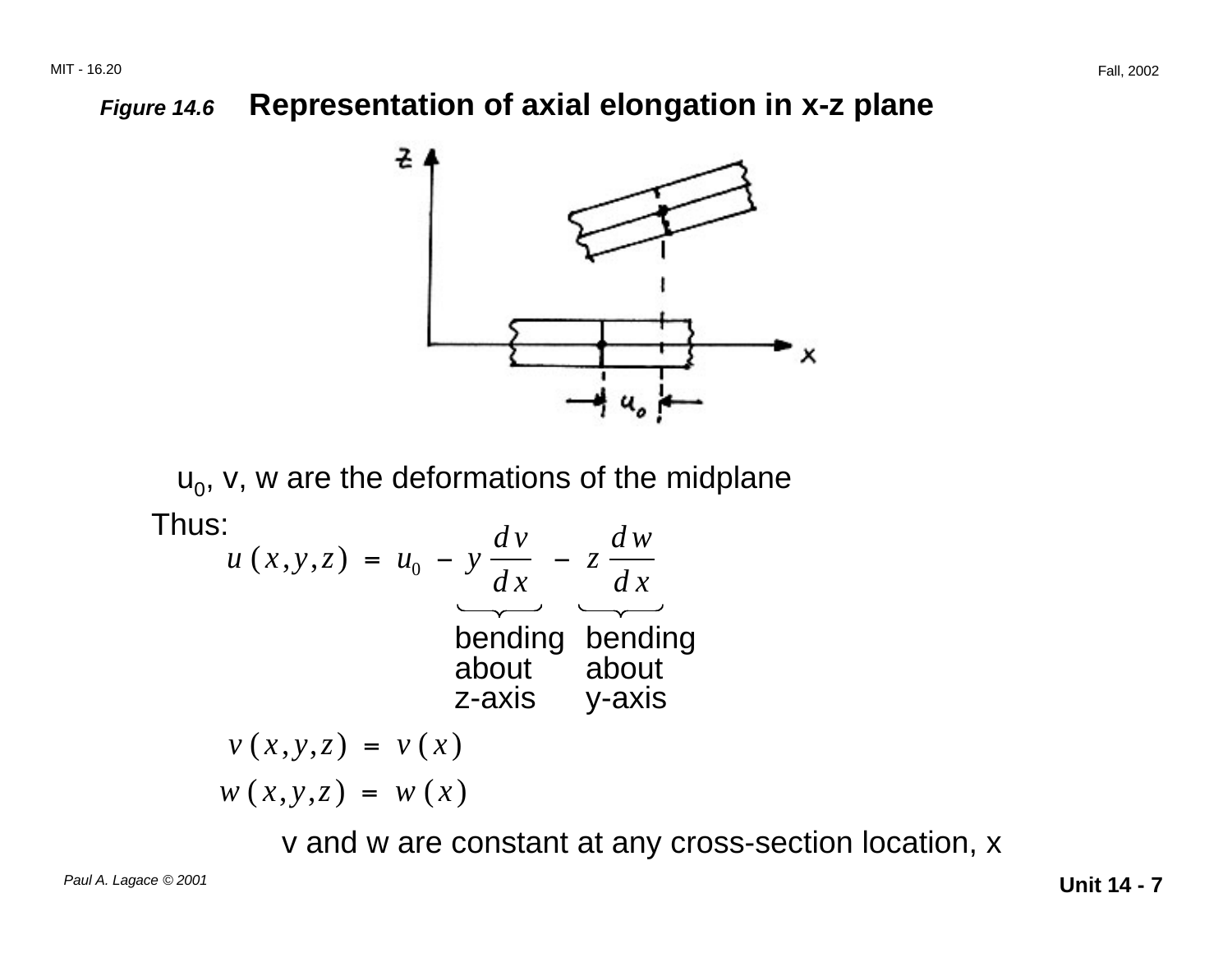***Figure 14.6*** **Representation of axial elongation in x-z plane**

$u_0$, v, w are the deformations of the midplane

Thus:

$$u\,(x, y, z) \;=\; u_0 \;-\; \underbrace{y\,\frac{dv}{dx}}_{\substack{\text{bending}\\ \text{about}\\ \text{z-axis}}} \;-\; \underbrace{z\,\frac{dw}{dx}}_{\substack{\text{bending}\\ \text{about}\\ \text{y-axis}}}$$

$$v\,(x, y, z) \;=\; v\,(x)$$

$$w\,(x, y, z) \;=\; w\,(x)$$

v and w are constant at any cross-section location, x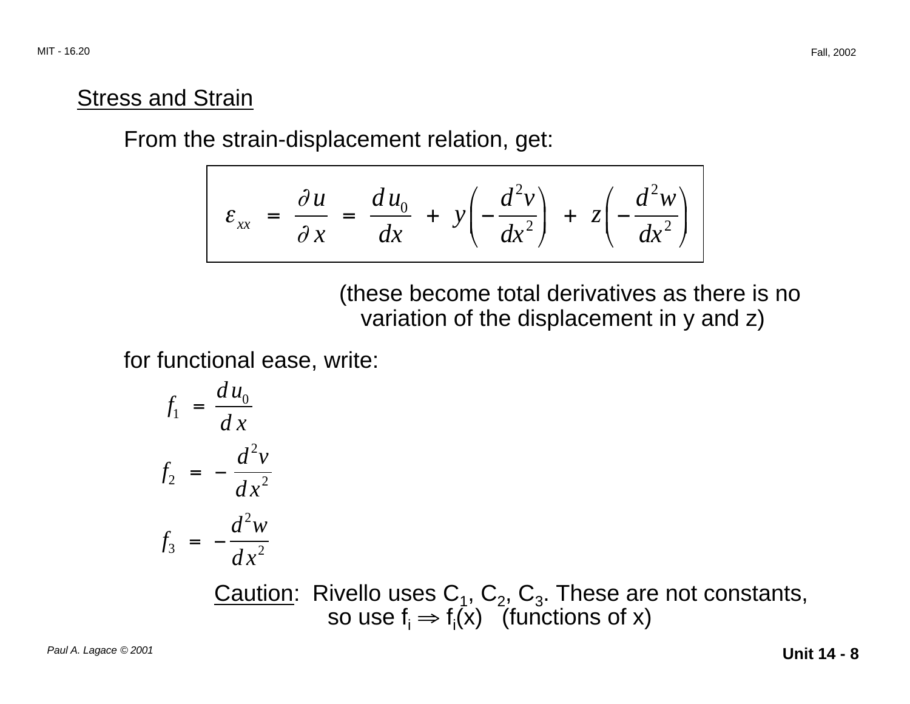## Stress and Strain

From the strain-displacement relation, get:

$$\varepsilon_{xx} = \frac{\partial u}{\partial x} = \frac{d u_0}{dx} + y\left(-\frac{d^2 v}{dx^2}\right) + z\left(-\frac{d^2 w}{dx^2}\right)$$

(these become total derivatives as there is no variation of the displacement in y and z)

for functional ease, write:

$$f_1 = \frac{d u_0}{d x}$$

$$f_2 = -\frac{d^2 v}{d x^2}$$

$$f_3 = -\frac{d^2 w}{d x^2}$$

Caution: Rivello uses $C_1$, $C_2$, $C_3$. These are not constants, so use $f_i \Rightarrow f_i(x)$ (functions of x)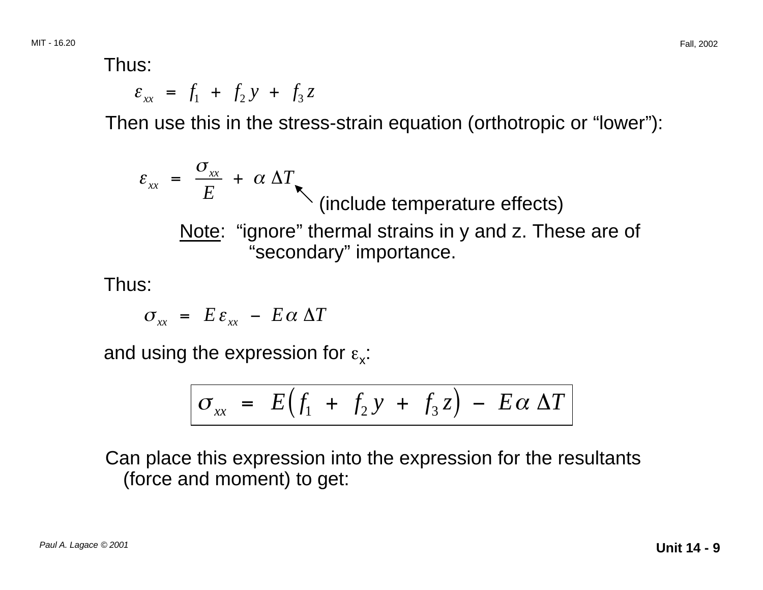Thus:

$$\varepsilon_{xx} = f_1 + f_2 y + f_3 z$$

Then use this in the stress-strain equation (orthotropic or "lower"):

$$\varepsilon_{xx} = \frac{\sigma_{xx}}{E} + \alpha \Delta T$$

(include temperature effects)

Note: "ignore" thermal strains in y and z. These are of "secondary" importance.

Thus:

$$\sigma_{xx} = E \varepsilon_{xx} - E \alpha \Delta T$$

and using the expression for $\varepsilon_x$:

$$\boxed{\sigma_{xx} = E\left(f_1 + f_2 y + f_3 z\right) - E\alpha \Delta T}$$

Can place this expression into the expression for the resultants (force and moment) to get: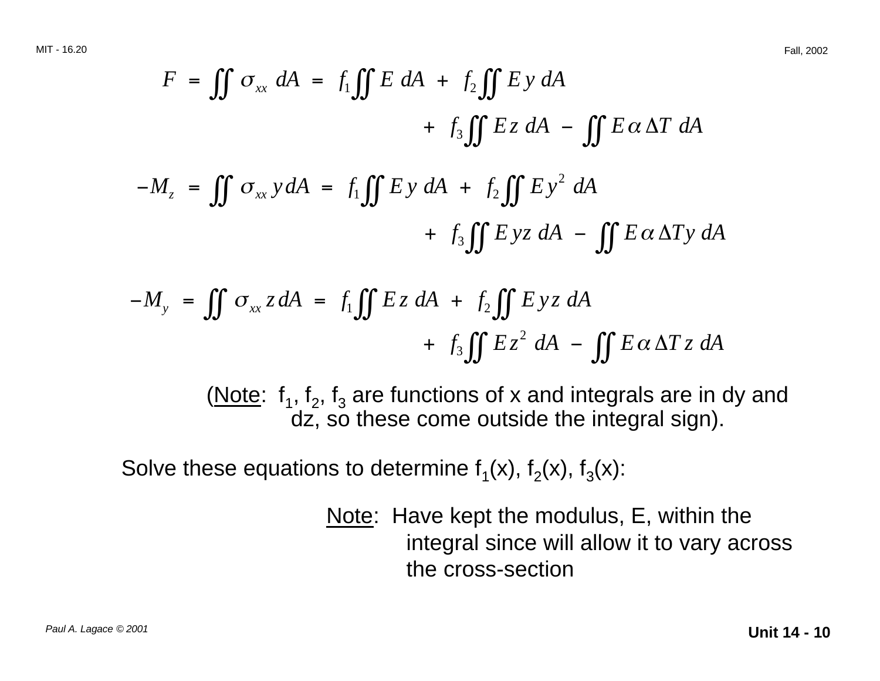$$F = \iint \sigma_{xx} \, dA = f_1 \iint E \, dA + f_2 \iint E y \, dA$$
$$+ f_3 \iint E z \, dA - \iint E \alpha \Delta T \, dA$$

$$-M_z = \iint \sigma_{xx} \, y \, dA = f_1 \iint E y \, dA + f_2 \iint E y^2 \, dA$$
$$+ f_3 \iint E yz \, dA - \iint E \alpha \Delta T y \, dA$$

$$-M_y = \iint \sigma_{xx} \, z \, dA = f_1 \iint E z \, dA + f_2 \iint E yz \, dA$$
$$+ f_3 \iint E z^2 \, dA - \iint E \alpha \Delta T z \, dA$$

(Note: $f_1$, $f_2$, $f_3$ are functions of x and integrals are in dy and dz, so these come outside the integral sign).

Solve these equations to determine $f_1(x)$, $f_2(x)$, $f_3(x)$:

Note: Have kept the modulus, E, within the integral since will allow it to vary across the cross-section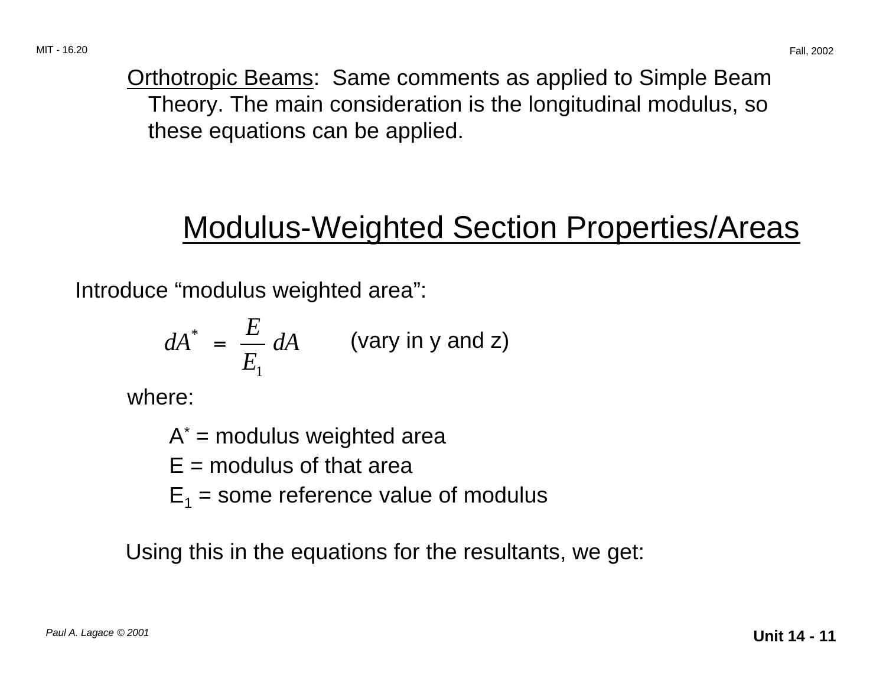Orthotropic Beams: Same comments as applied to Simple Beam Theory. The main consideration is the longitudinal modulus, so these equations can be applied.

## Modulus-Weighted Section Properties/Areas

Introduce "modulus weighted area":

$$dA^* = \frac{E}{E_1} dA \qquad \text{(vary in y and z)}$$

where:

- $A^*$ = modulus weighted area
- $E$ = modulus of that area
- $E_1$ = some reference value of modulus

Using this in the equations for the resultants, we get: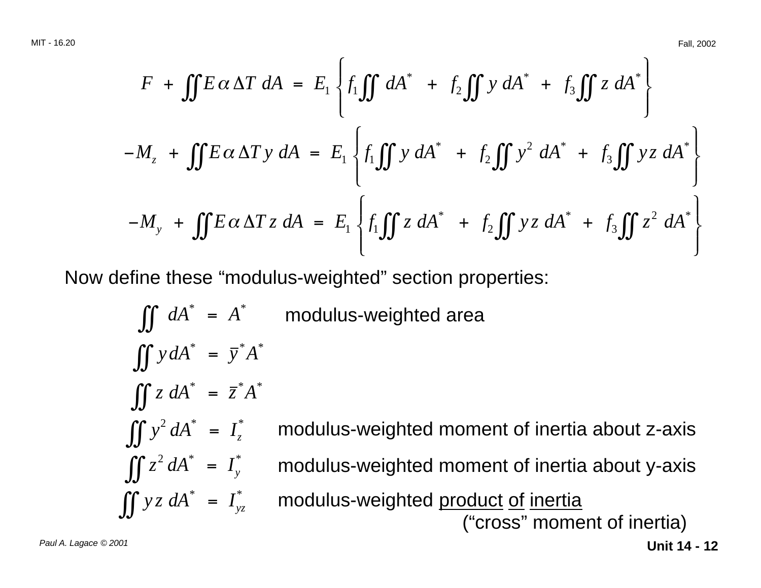$$F + \iint E \alpha \Delta T \, dA = E_1 \left\{ f_1 \iint dA^* + f_2 \iint y \, dA^* + f_3 \iint z \, dA^* \right\}$$

$$-M_z + \iint E \alpha \Delta T \, y \, dA = E_1 \left\{ f_1 \iint y \, dA^* + f_2 \iint y^2 \, dA^* + f_3 \iint yz \, dA^* \right\}$$

$$-M_y + \iint E \alpha \Delta T \, z \, dA = E_1 \left\{ f_1 \iint z \, dA^* + f_2 \iint yz \, dA^* + f_3 \iint z^2 \, dA^* \right\}$$

Now define these "modulus-weighted" section properties:

$$\iint dA^* = A^*$$ modulus-weighted area

$$\iint y \, dA^* = \bar{y}^* A^*$$

$$\iint z \, dA^* = \bar{z}^* A^*$$

$$\iint y^2 \, dA^* = I_z^*$$ modulus-weighted moment of inertia about z-axis

$$\iint z^2 \, dA^* = I_y^*$$ modulus-weighted moment of inertia about y-axis

$$\iint yz \, dA^* = I_{yz}^*$$ modulus-weighted <u>product</u> <u>of</u> <u>inertia</u> ("cross" moment of inertia)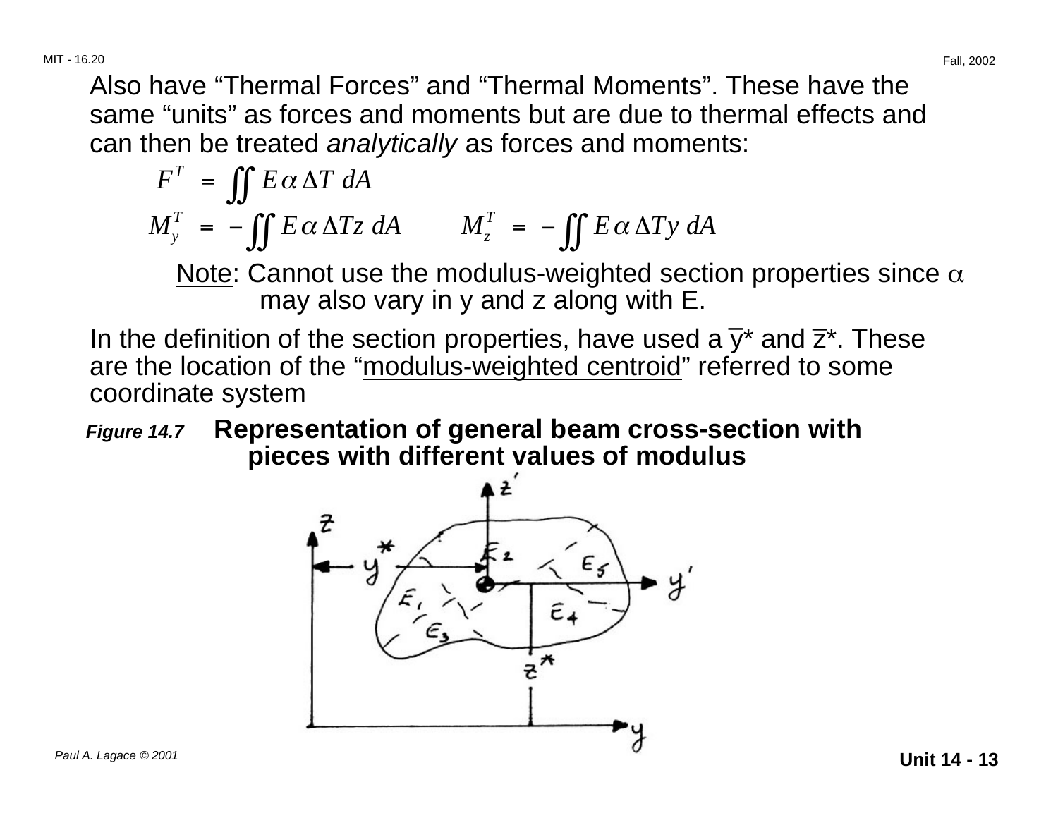Also have “Thermal Forces” and “Thermal Moments”. These have the same “units” as forces and moments but are due to thermal effects and can then be treated *analytically* as forces and moments:

$$F^T = \iint E \alpha \Delta T \, dA$$

$$M_y^T = -\iint E \alpha \Delta T z \, dA \qquad M_z^T = -\iint E \alpha \Delta T y \, dA$$

Note: Cannot use the modulus-weighted section properties since $\alpha$ may also vary in y and z along with E.

In the definition of the section properties, have used a $\bar{y}^*$ and $\bar{z}^*$. These are the location of the “modulus-weighted centroid” referred to some coordinate system

***Figure 14.7*** **Representation of general beam cross-section with pieces with different values of modulus**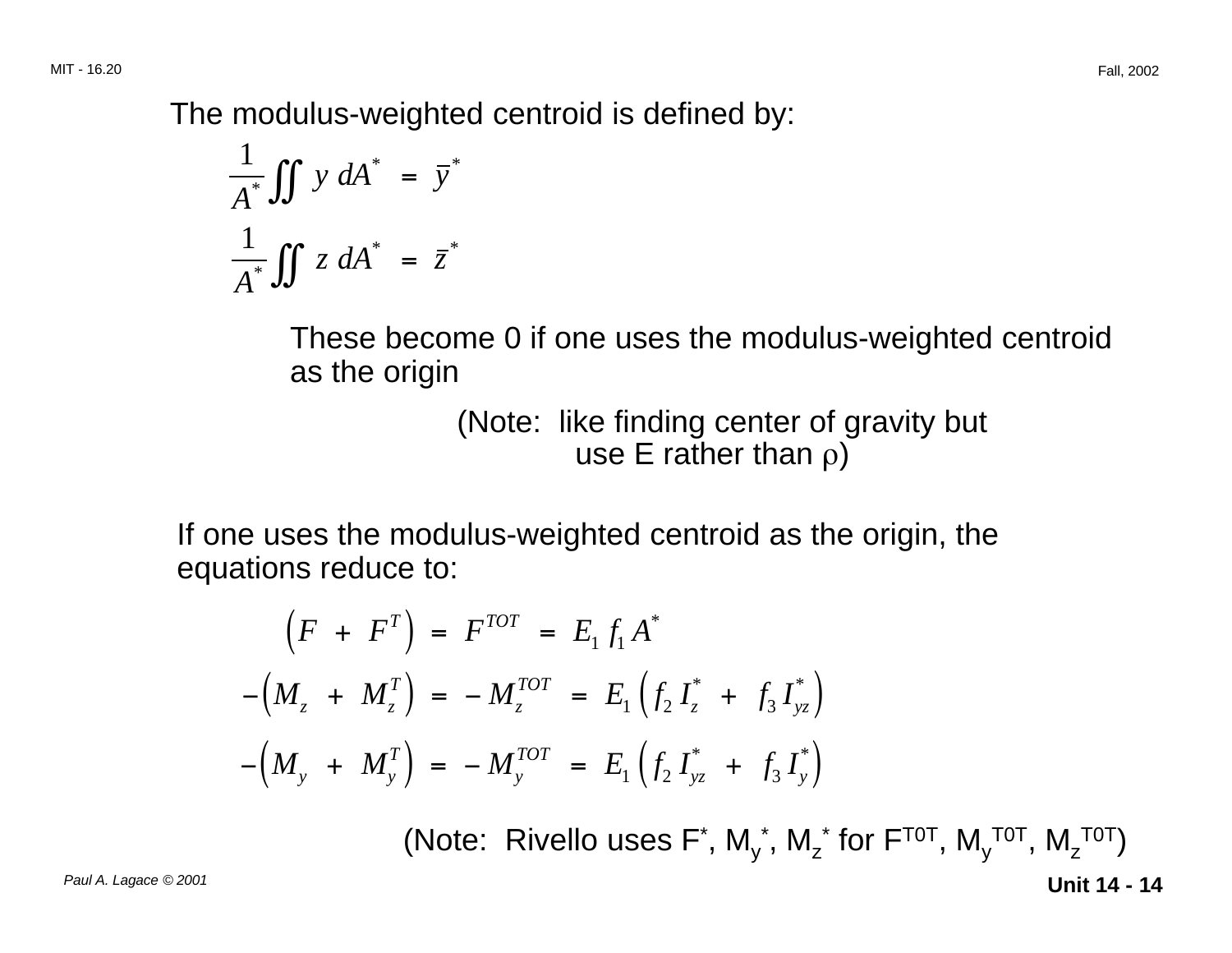The modulus-weighted centroid is defined by:

$$\frac{1}{A^*} \iint y \, dA^* = \bar{y}^*$$

$$\frac{1}{A^*} \iint z \, dA^* = \bar{z}^*$$

These become 0 if one uses the modulus-weighted centroid as the origin

(Note: like finding center of gravity but use E rather than $\rho$)

If one uses the modulus-weighted centroid as the origin, the equations reduce to:

$$\left(F + F^T\right) = F^{TOT} = E_1 \, f_1 \, A^*$$

$$-\left(M_z + M_z^T\right) = -M_z^{TOT} = E_1 \left(f_2 \, I_z^* + f_3 \, I_{yz}^*\right)$$

$$-\left(M_y + M_y^T\right) = -M_y^{TOT} = E_1 \left(f_2 \, I_{yz}^* + f_3 \, I_y^*\right)$$

(Note: Rivello uses $F^*$, $M_y^*$, $M_z^*$ for $F^{TOT}$, $M_y^{TOT}$, $M_z^{TOT}$)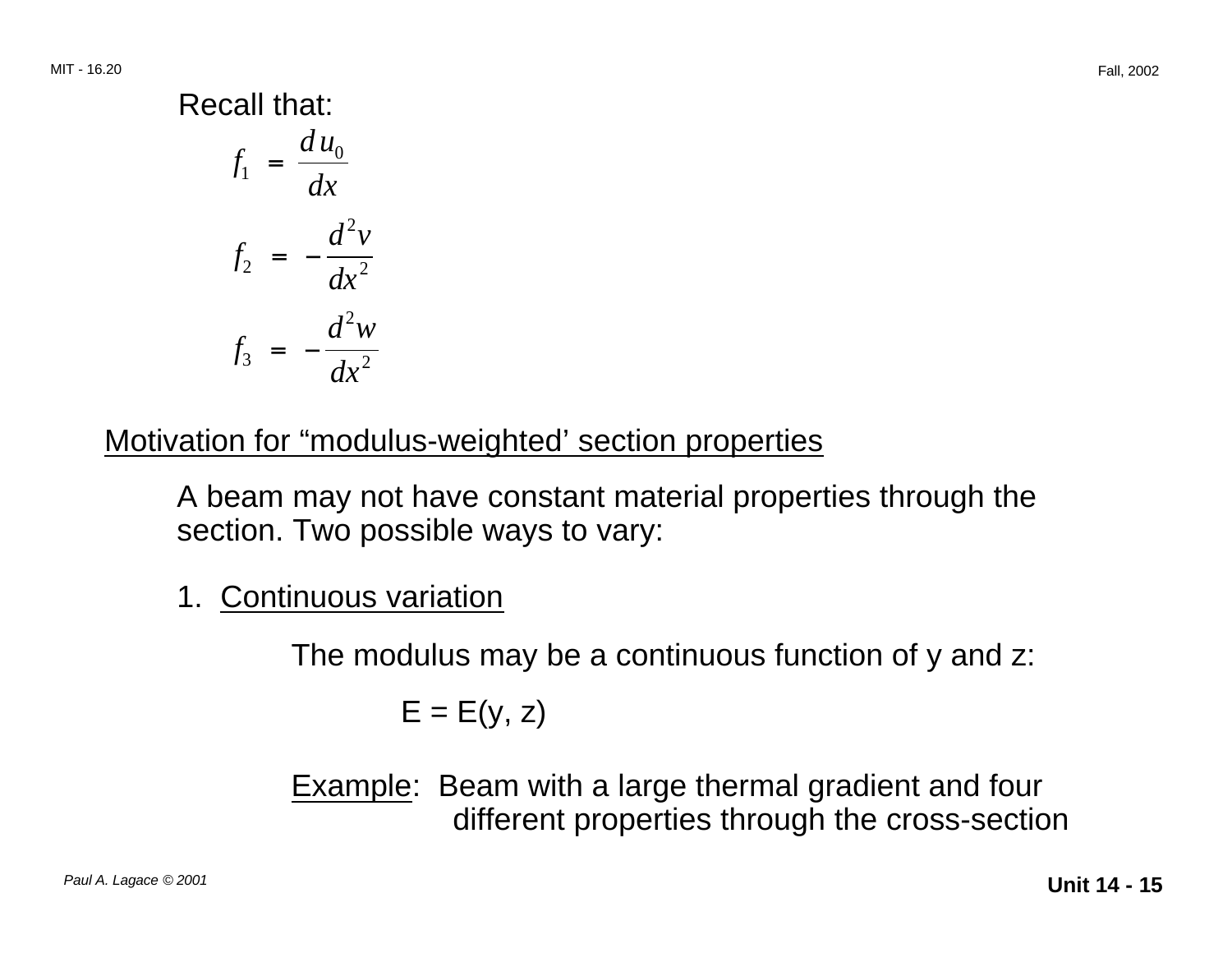Recall that:

$$f_1 = \frac{du_0}{dx}$$

$$f_2 = -\frac{d^2v}{dx^2}$$

$$f_3 = -\frac{d^2w}{dx^2}$$

## Motivation for “modulus-weighted’ section properties

A beam may not have constant material properties through the section. Two possible ways to vary:

1. Continuous variation

   The modulus may be a continuous function of y and z:

   $$E = E(y, z)$$

   Example: Beam with a large thermal gradient and four different properties through the cross-section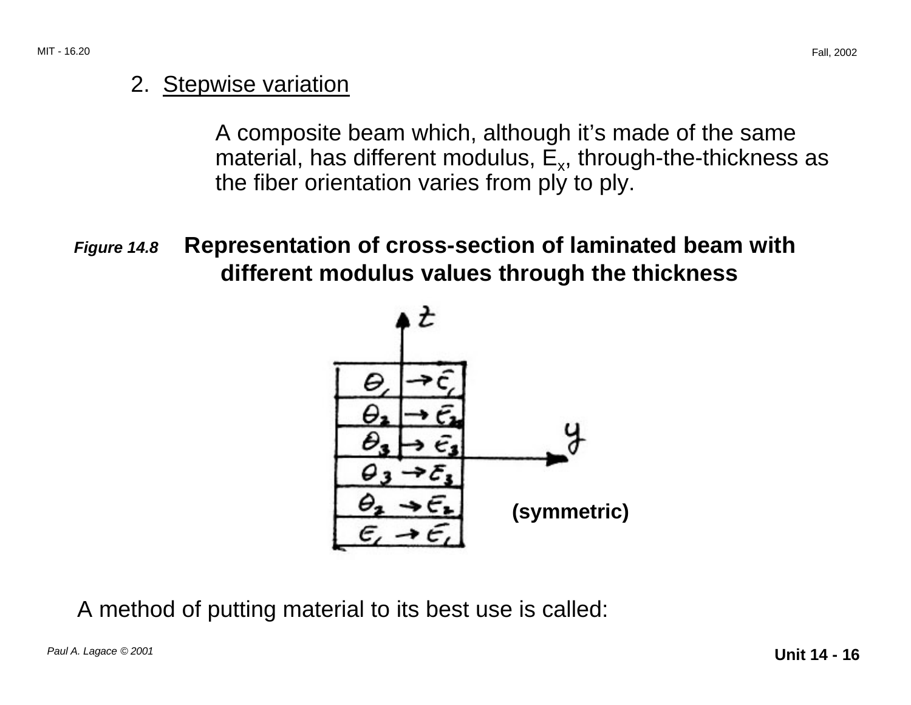2. Stepwise variation

A composite beam which, although it's made of the same material, has different modulus, $E_x$, through-the-thickness as the fiber orientation varies from ply to ply.

***Figure 14.8*** **Representation of cross-section of laminated beam with different modulus values through the thickness**

**(symmetric)**

A method of putting material to its best use is called: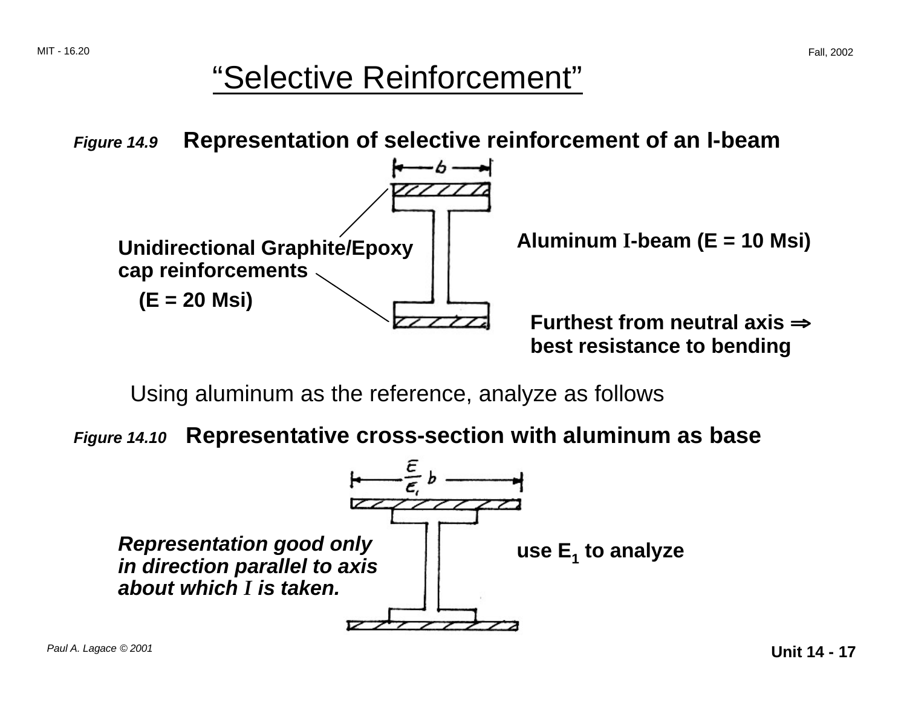# "Selective Reinforcement"

*Figure 14.9* **Representation of selective reinforcement of an I-beam**

**Unidirectional Graphite/Epoxy cap reinforcements**

**(E = 20 Msi)**

**Aluminum I-beam (E = 10 Msi)**

**Furthest from neutral axis ⇒ best resistance to bending**

Using aluminum as the reference, analyze as follows

*Figure 14.10* **Representative cross-section with aluminum as base**

$\frac{E}{E_1} b$

***Representation good only in direction parallel to axis about which I is taken.***

**use $E_1$ to analyze**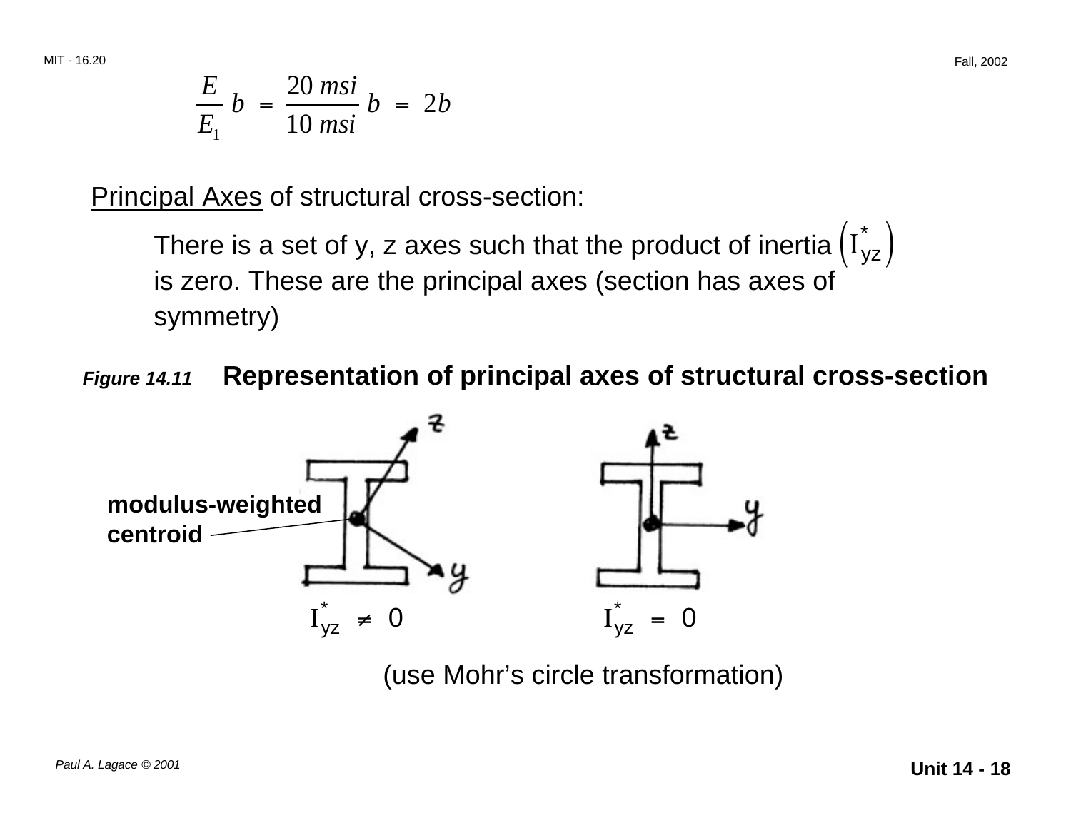$$\frac{E}{E_1} b = \frac{20 \; msi}{10 \; msi} b = 2b$$

Principal Axes of structural cross-section:

There is a set of y, z axes such that the product of inertia $\left(I_{yz}^*\right)$ is zero. These are the principal axes (section has axes of symmetry)

***Figure 14.11*** **Representation of principal axes of structural cross-section**

modulus-weighted centroid

$I_{yz}^* \neq 0$  $I_{yz}^* = 0$

(use Mohr's circle transformation)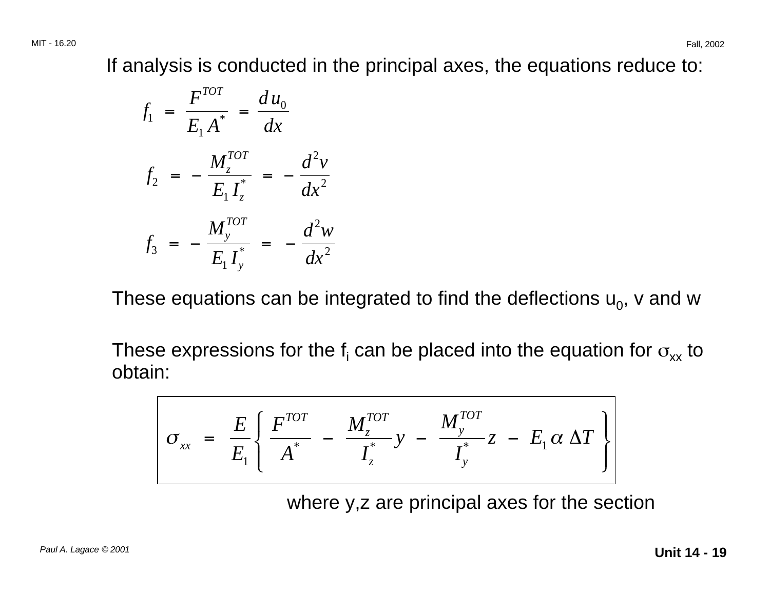If analysis is conducted in the principal axes, the equations reduce to:

$$f_1 = \frac{F^{TOT}}{E_1 A^*} = \frac{d u_0}{dx}$$

$$f_2 = -\frac{M_z^{TOT}}{E_1 I_z^*} = -\frac{d^2 v}{dx^2}$$

$$f_3 = -\frac{M_y^{TOT}}{E_1 I_y^*} = -\frac{d^2 w}{dx^2}$$

These equations can be integrated to find the deflections $u_0$, v and w

These expressions for the $f_i$ can be placed into the equation for $\sigma_{xx}$ to obtain:

$$\sigma_{xx} = \frac{E}{E_1}\left\{ \frac{F^{TOT}}{A^*} - \frac{M_z^{TOT}}{I_z^*} y - \frac{M_y^{TOT}}{I_y^*} z - E_1 \alpha \, \Delta T \right\}$$

where y,z are principal axes for the section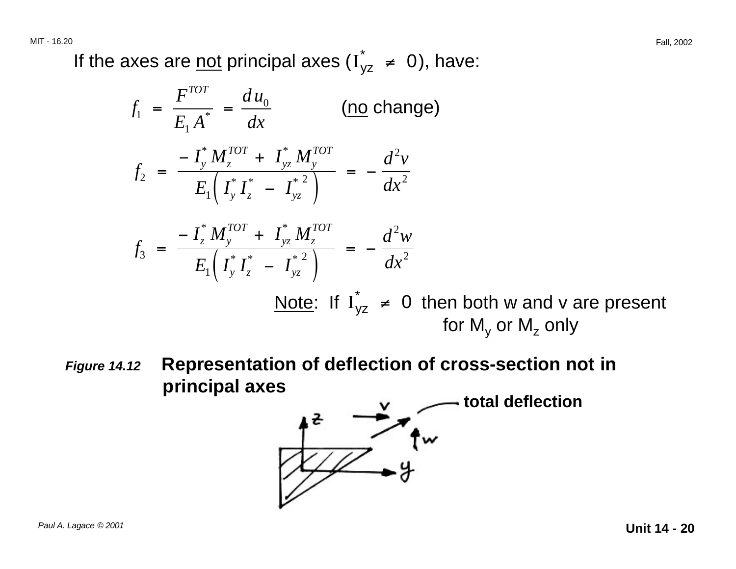If the axes are not principal axes ($I_{yz}^* \neq 0$), have:

$$f_1 = \frac{F^{TOT}}{E_1 A^*} = \frac{d u_0}{dx} \qquad \text{(no change)}$$

$$f_2 = \frac{-I_y^* M_z^{TOT} + I_{yz}^* M_y^{TOT}}{E_1 \left( I_y^* I_z^* - I_{yz}^{*\,2} \right)} = -\frac{d^2 v}{dx^2}$$

$$f_3 = \frac{-I_z^* M_y^{TOT} + I_{yz}^* M_z^{TOT}}{E_1 \left( I_y^* I_z^* - I_{yz}^{*\,2} \right)} = -\frac{d^2 w}{dx^2}$$

Note: If $I_{yz}^* \neq 0$ then both w and v are present for $M_y$ or $M_z$ only

***Figure 14.12*** **Representation of deflection of cross-section not in principal axes**

**total deflection**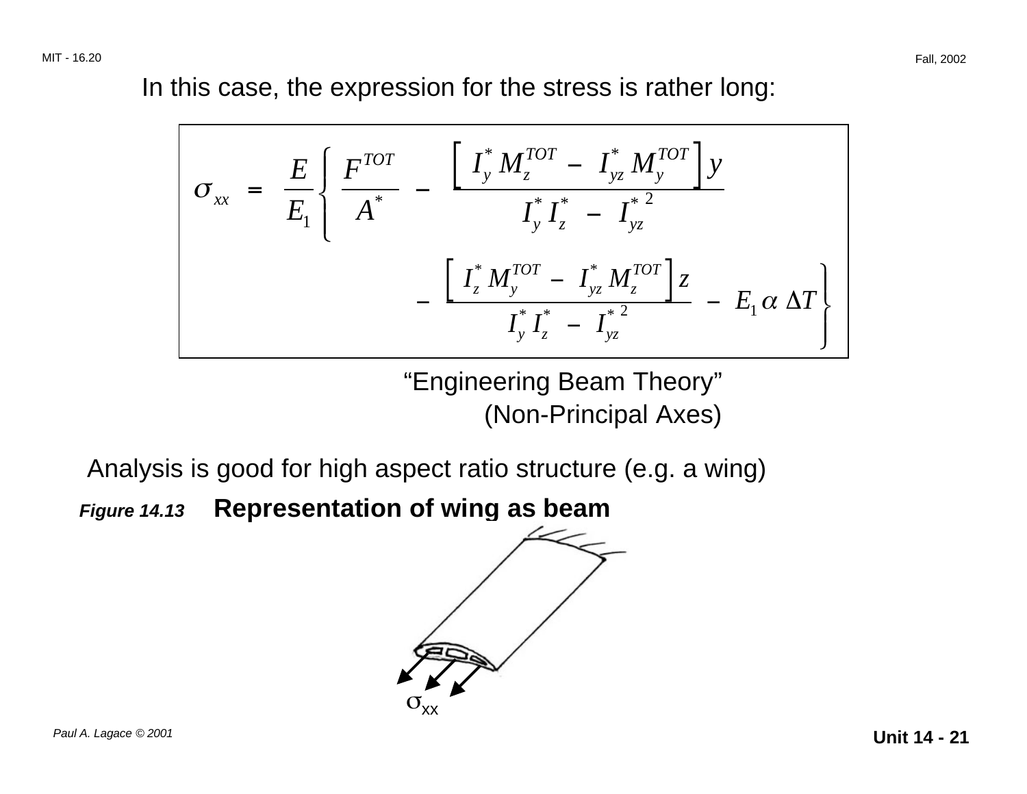In this case, the expression for the stress is rather long:

$$\sigma_{xx} = \frac{E}{E_1}\left\{ \frac{F^{TOT}}{A^*} - \frac{\left[ I_y^* M_z^{TOT} - I_{yz}^* M_y^{TOT} \right] y}{I_y^* I_z^* - I_{yz}^{*\,2}} - \frac{\left[ I_z^* M_y^{TOT} - I_{yz}^* M_z^{TOT} \right] z}{I_y^* I_z^* - I_{yz}^{*\,2}} - E_1 \alpha \, \Delta T \right\}$$

"Engineering Beam Theory"
(Non-Principal Axes)

Analysis is good for high aspect ratio structure (e.g. a wing)

***Figure 14.13*** **Representation of wing as beam**

$\sigma_{xx}$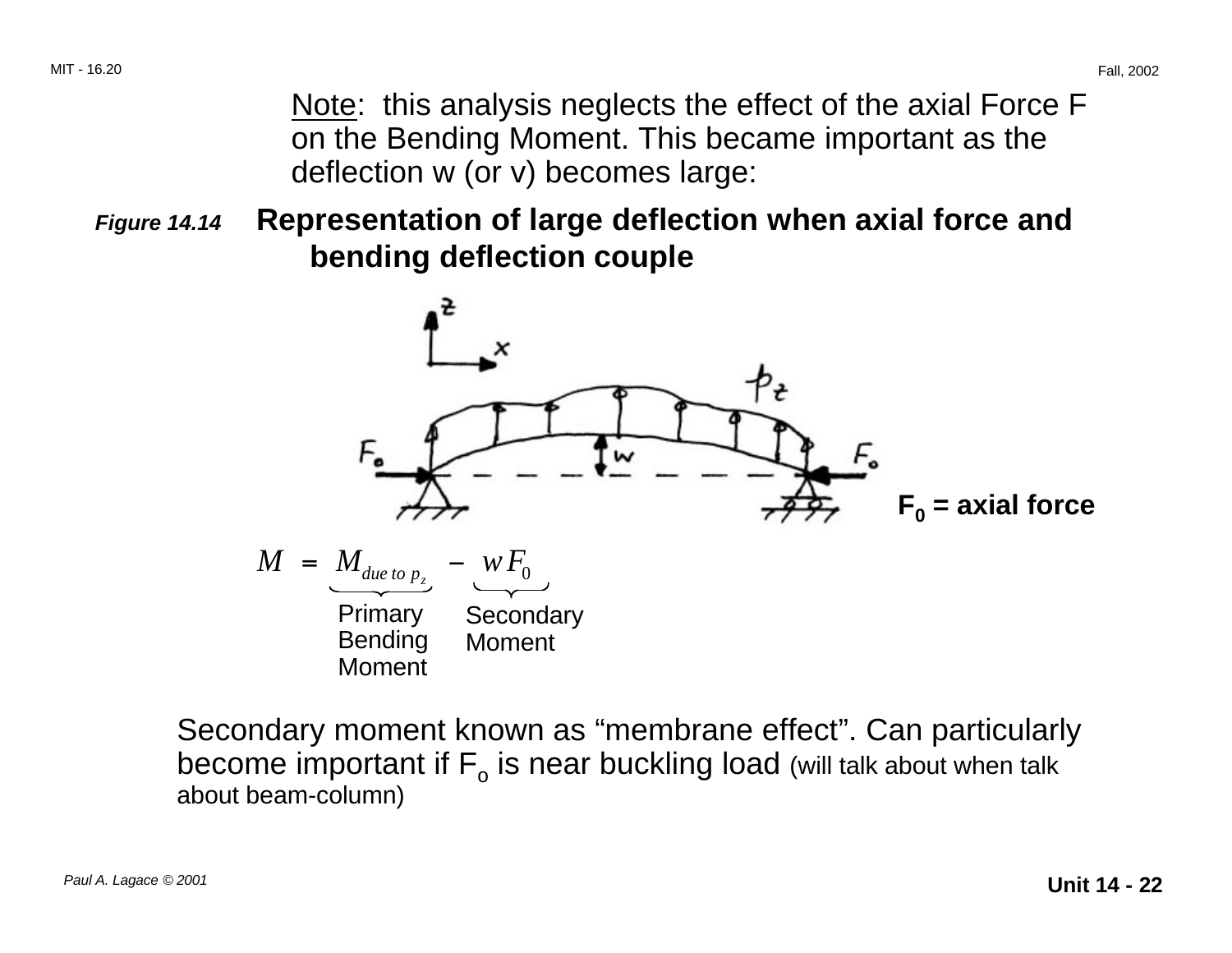Note: this analysis neglects the effect of the axial Force F on the Bending Moment. This became important as the deflection w (or v) becomes large:

*Figure 14.14* **Representation of large deflection when axial force and bending deflection couple**

**$F_0$ = axial force**

$$M = \underbrace{M_{due\ to\ p_z}}_{\text{Primary Bending Moment}} - \underbrace{w F_0}_{\text{Secondary Moment}}$$

Secondary moment known as "membrane effect". Can particularly become important if $F_o$ is near buckling load (will talk about when talk about beam-column)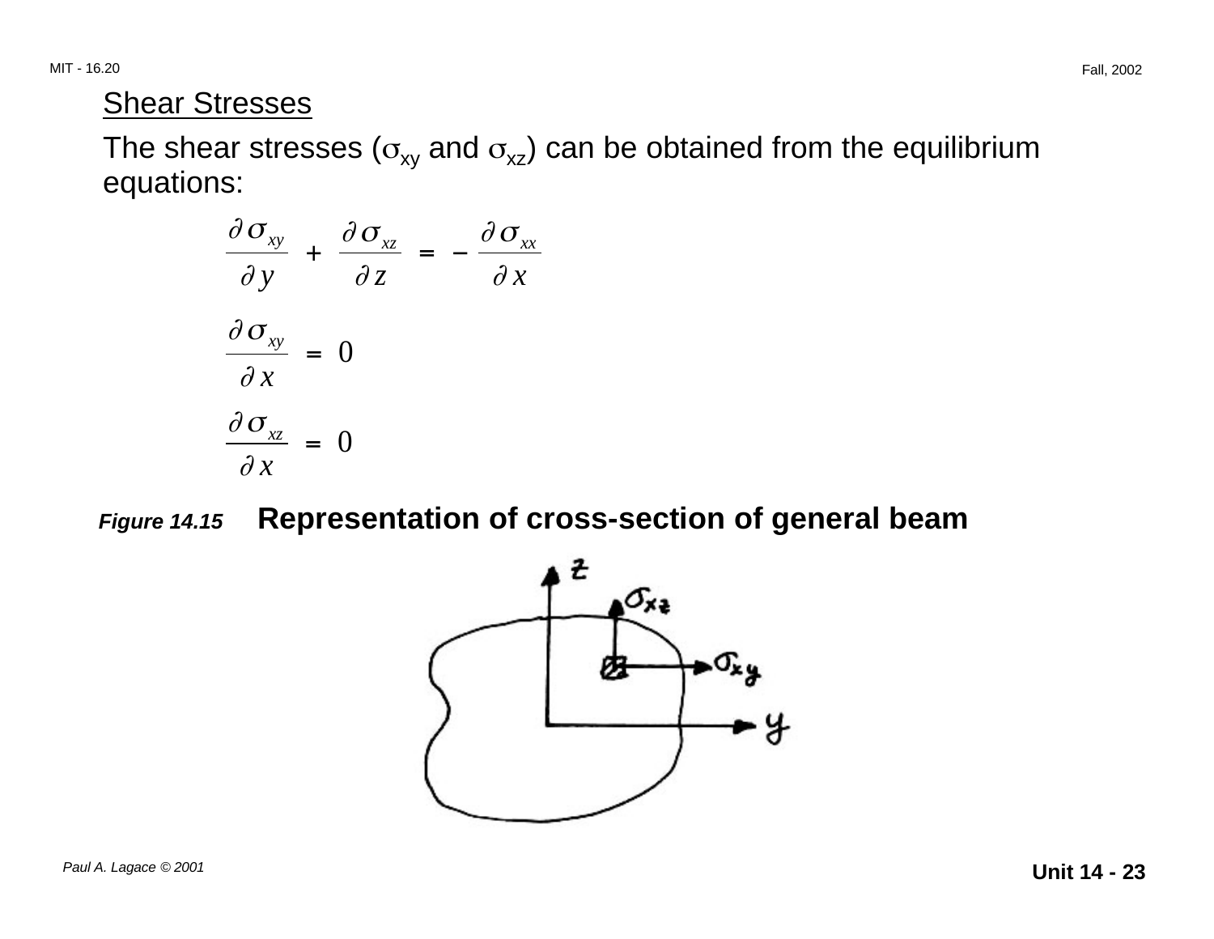## Shear Stresses

The shear stresses ($\sigma_{xy}$ and $\sigma_{xz}$) can be obtained from the equilibrium equations:

$$\frac{\partial \sigma_{xy}}{\partial y} + \frac{\partial \sigma_{xz}}{\partial z} = -\frac{\partial \sigma_{xx}}{\partial x}$$

$$\frac{\partial \sigma_{xy}}{\partial x} = 0$$

$$\frac{\partial \sigma_{xz}}{\partial x} = 0$$

*Figure 14.15* **Representation of cross-section of general beam**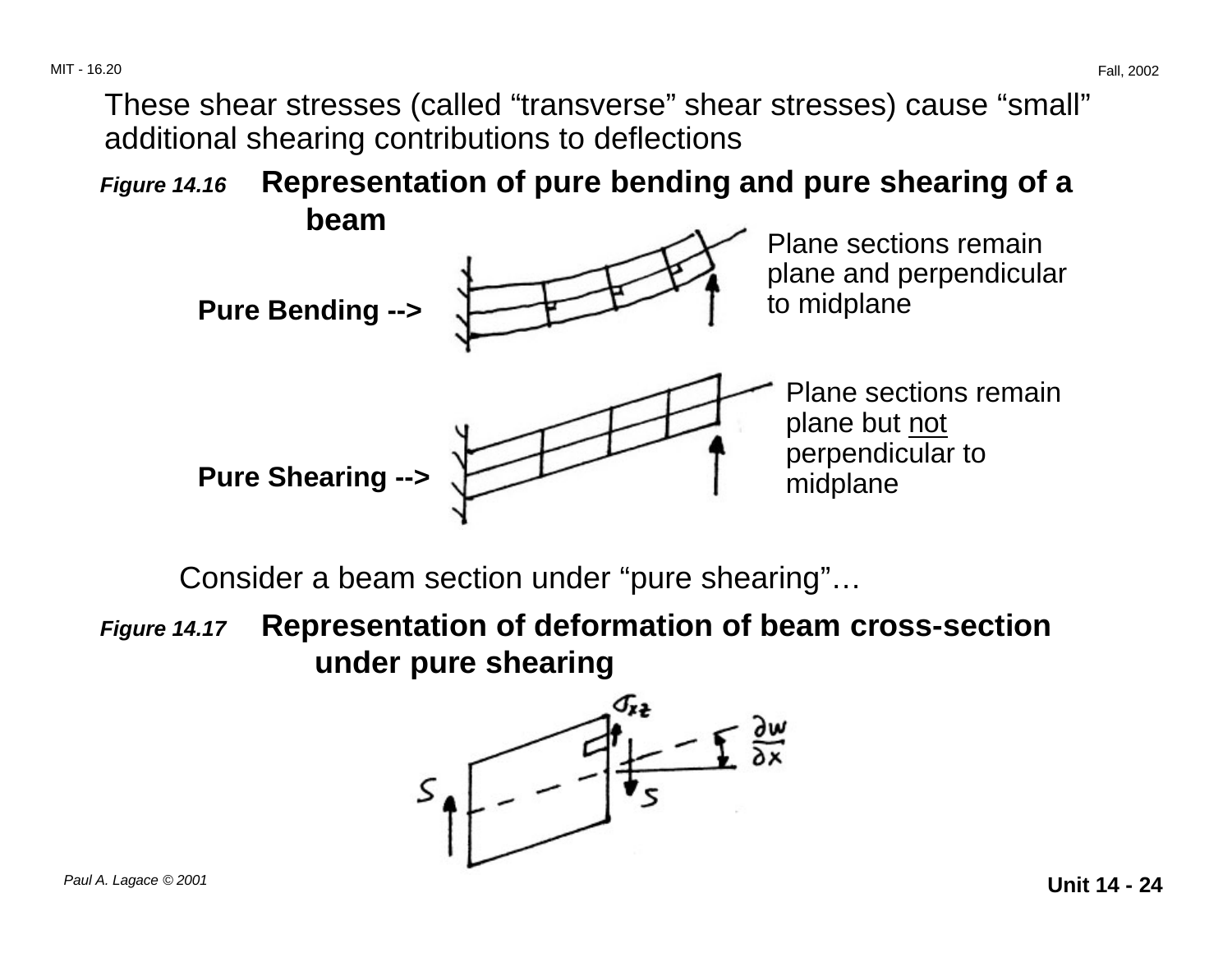These shear stresses (called "transverse" shear stresses) cause "small" additional shearing contributions to deflections

*Figure 14.16* **Representation of pure bending and pure shearing of a beam**

**Pure Bending -->**

Plane sections remain plane and perpendicular to midplane

**Pure Shearing -->**

Plane sections remain plane but not perpendicular to midplane

Consider a beam section under "pure shearing"…

*Figure 14.17* **Representation of deformation of beam cross-section under pure shearing**

$\sigma_{xz}$

$\frac{\partial w}{\partial x}$

S

S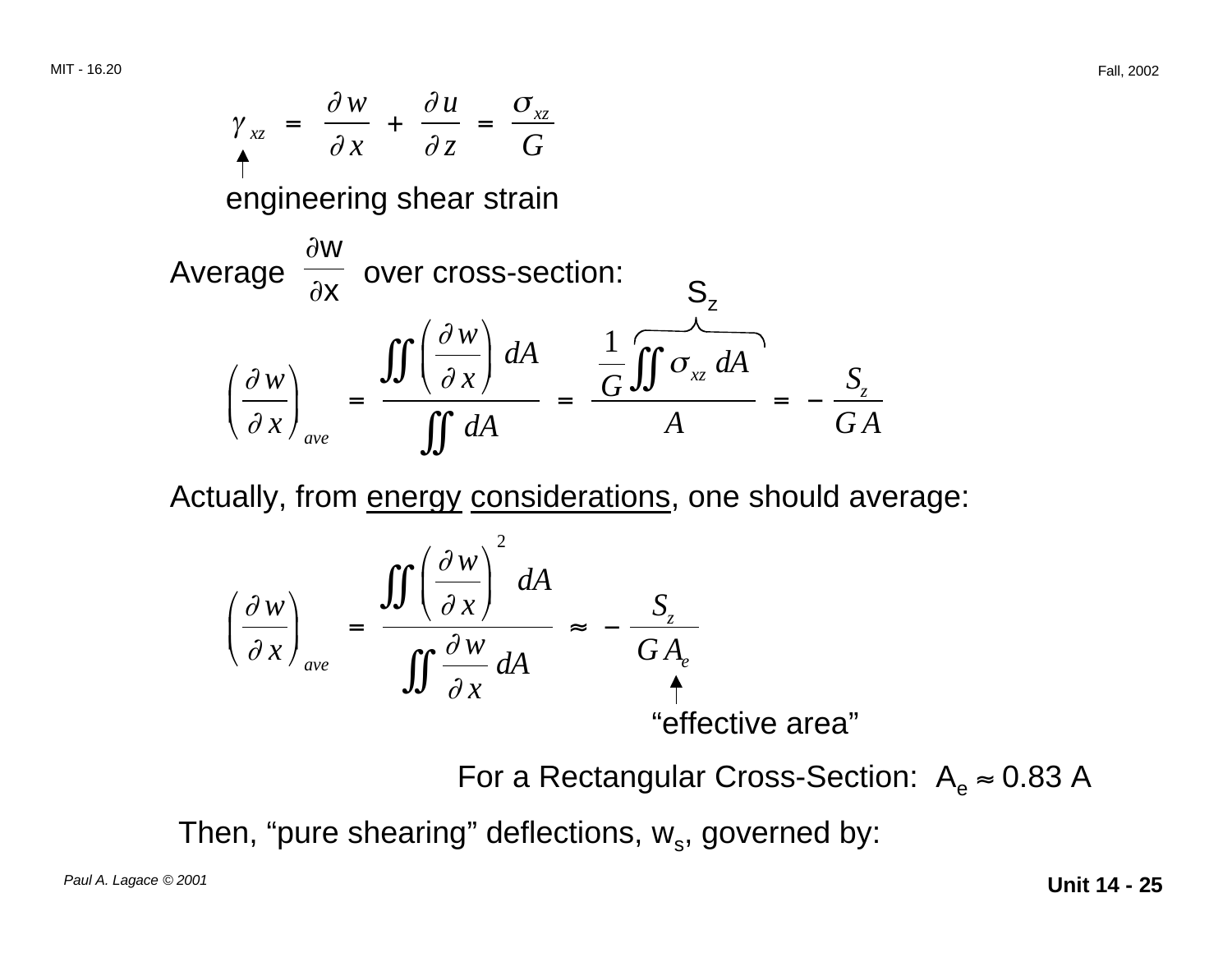$$\gamma_{xz} = \frac{\partial w}{\partial x} + \frac{\partial u}{\partial z} = \frac{\sigma_{xz}}{G}$$

↑ engineering shear strain

Average $\frac{\partial w}{\partial x}$ over cross-section:

$$\left(\frac{\partial w}{\partial x}\right)_{ave} = \frac{\iint \left(\frac{\partial w}{\partial x}\right) dA}{\iint dA} = \frac{\frac{1}{G}\overbrace{\iint \sigma_{xz}\, dA}^{S_z}}{A} = -\frac{S_z}{GA}$$

Actually, from <u>energy</u> <u>considerations</u>, one should average:

$$\left(\frac{\partial w}{\partial x}\right)_{ave} = \frac{\iint \left(\frac{\partial w}{\partial x}\right)^2 dA}{\iint \frac{\partial w}{\partial x}\, dA} \approx -\frac{S_z}{GA_e}$$

↑ "effective area" ($A_e$)

For a Rectangular Cross-Section: $A_e \approx 0.83\ A$

Then, "pure shearing" deflections, $w_s$, governed by: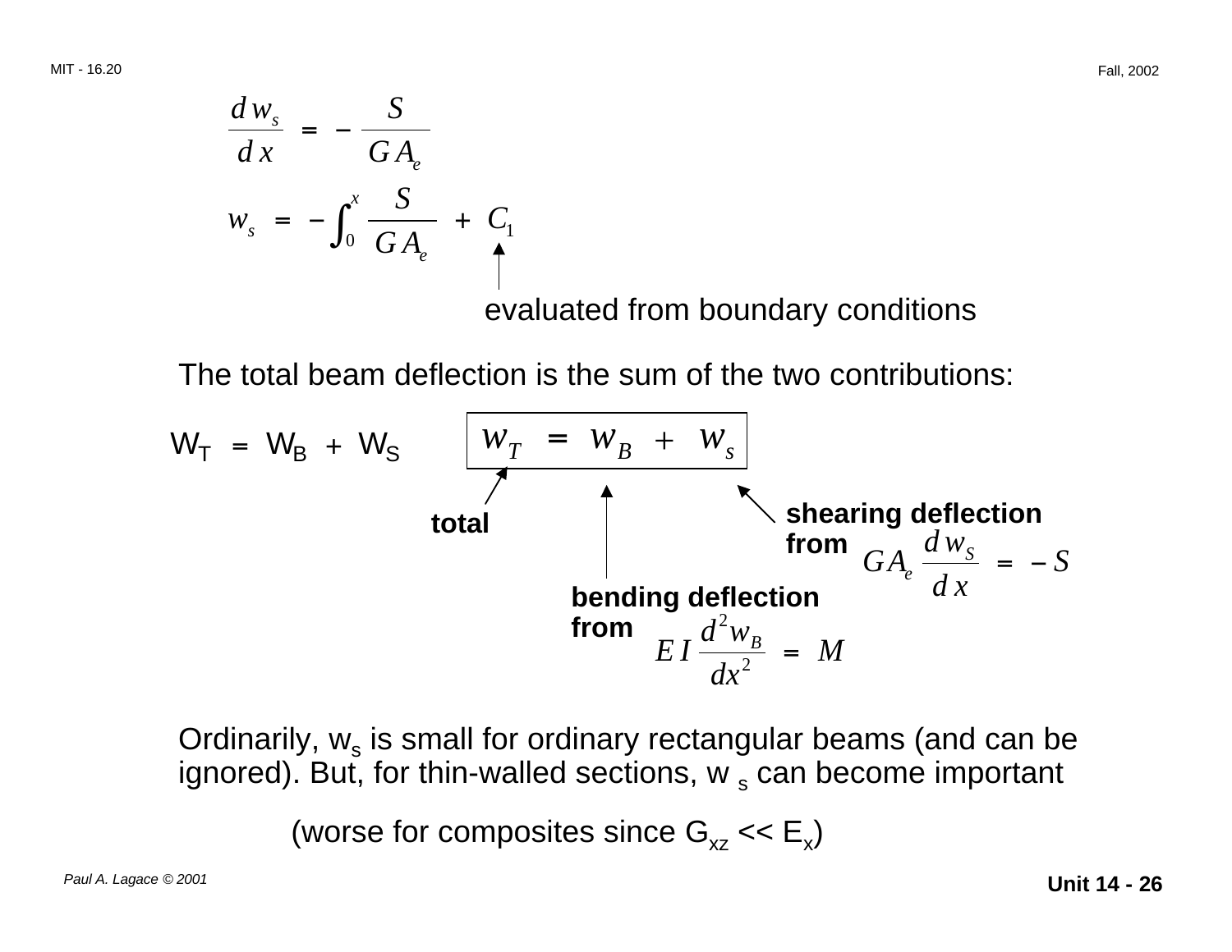$$\frac{d w_s}{d x} = - \frac{S}{G A_e}$$

$$w_s = - \int_0^x \frac{S}{G A_e} + C_1$$

$C_1$: evaluated from boundary conditions

The total beam deflection is the sum of the two contributions:

$W_T = W_B + W_S$

$$w_T = w_B + w_s$$

- $w_T$: total
- $w_B$: **bending deflection from** $E I \frac{d^2 w_B}{dx^2} = M$
- $w_s$: **shearing deflection from** $G A_e \frac{d w_S}{d x} = - S$

Ordinarily, $w_s$ is small for ordinary rectangular beams (and can be ignored). But, for thin-walled sections, $w_s$ can become important

(worse for composites since $G_{xz} << E_x$)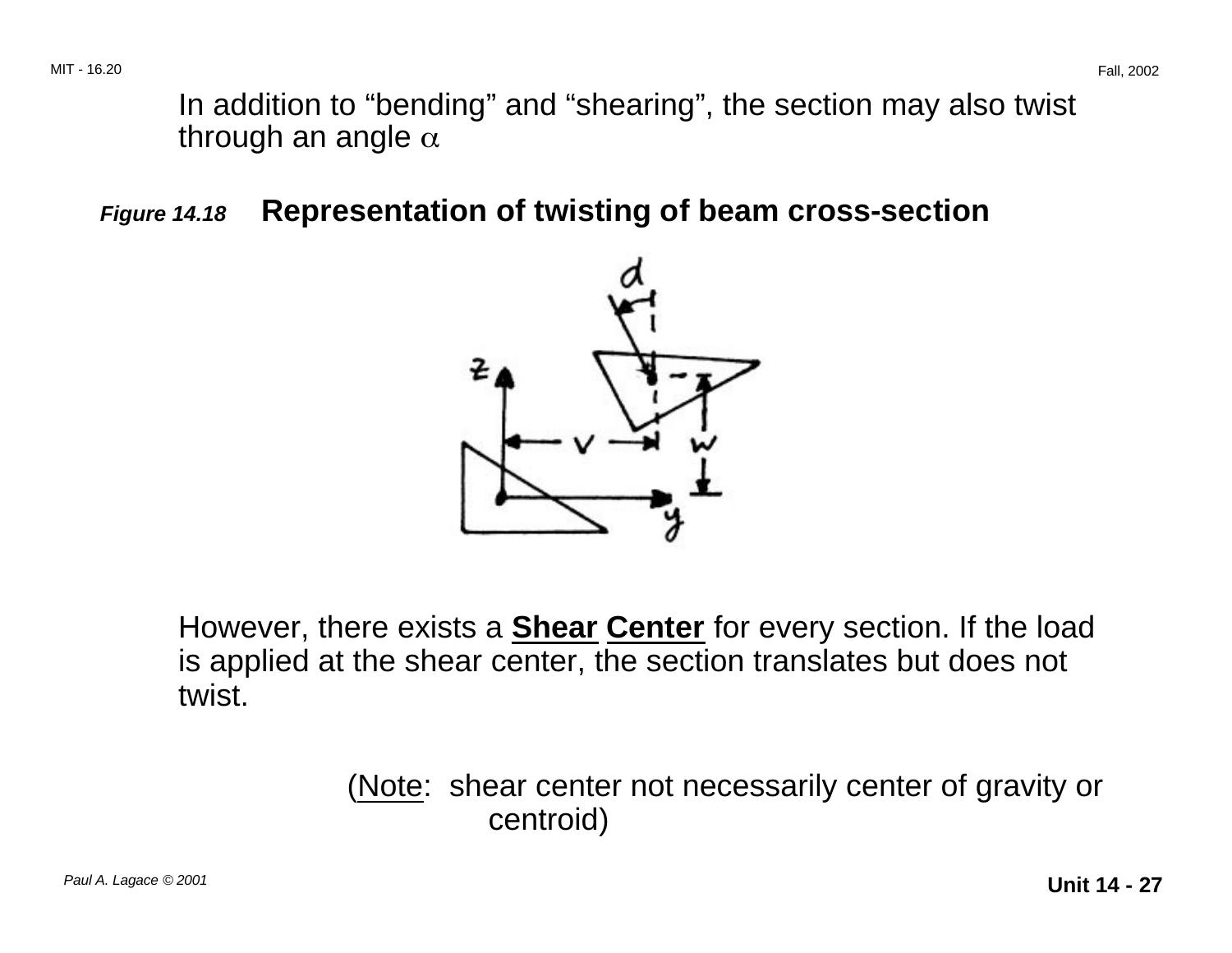In addition to “bending” and “shearing”, the section may also twist through an angle $\alpha$

***Figure 14.18*** **Representation of twisting of beam cross-section**

However, there exists a **Shear Center** for every section. If the load is applied at the shear center, the section translates but does not twist.

(Note: shear center not necessarily center of gravity or centroid)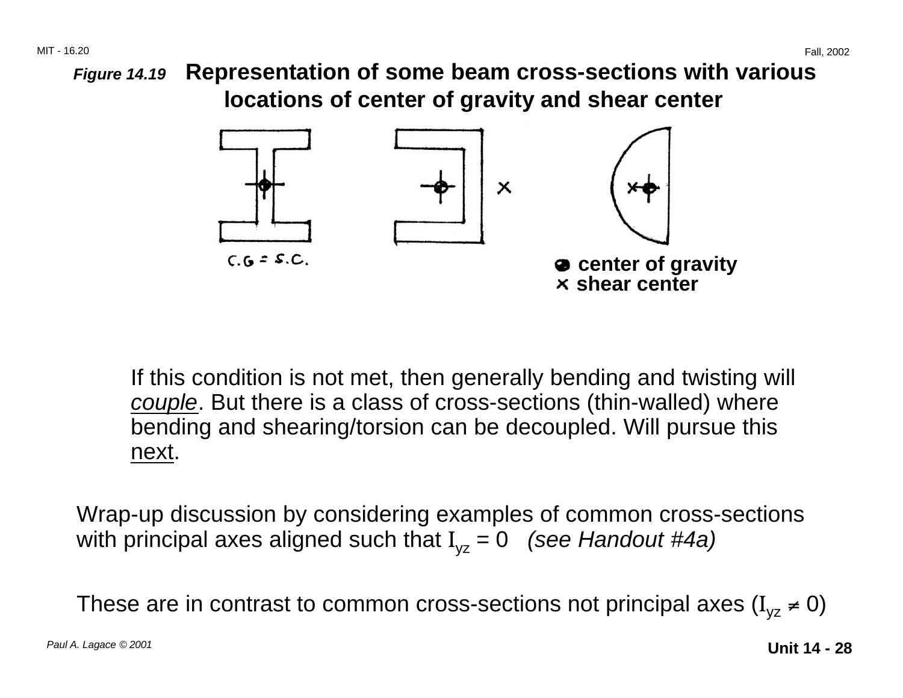***Figure 14.19*** **Representation of some beam cross-sections with various locations of center of gravity and shear center**

C.G = S.C.

● center of gravity
× shear center

If this condition is not met, then generally bending and twisting will <u>*couple*</u>. But there is a class of cross-sections (thin-walled) where bending and shearing/torsion can be decoupled. Will pursue this <u>next</u>.

Wrap-up discussion by considering examples of common cross-sections with principal axes aligned such that $I_{yz} = 0$ *(see Handout #4a)*

These are in contrast to common cross-sections not principal axes ($I_{yz} \neq 0$)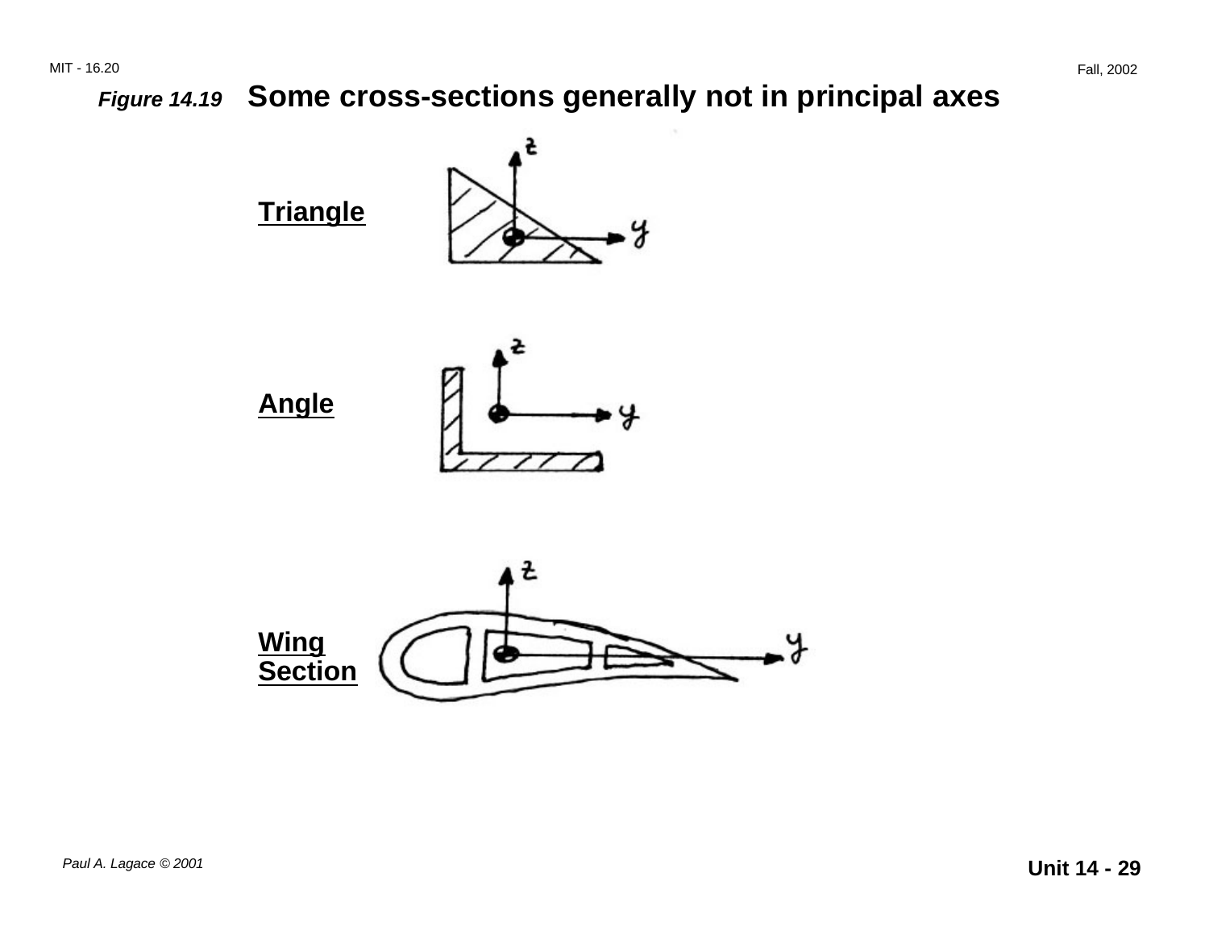***Figure 14.19*** **Some cross-sections generally not in principal axes**

**Triangle**

**Angle**

**Wing Section**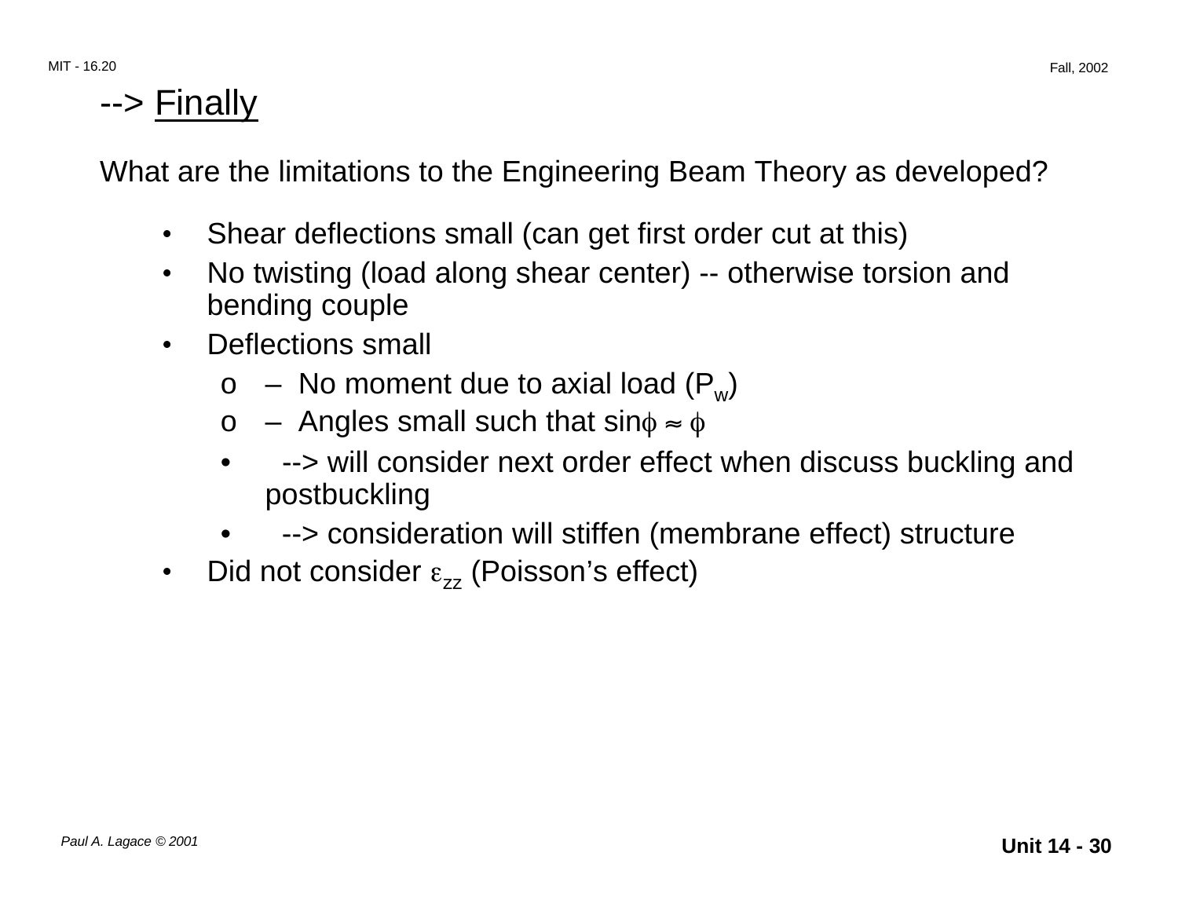--> <u>Finally</u>

What are the limitations to the Engineering Beam Theory as developed?

- Shear deflections small (can get first order cut at this)
- No twisting (load along shear center) -- otherwise torsion and bending couple
- Deflections small
  - – No moment due to axial load ($P_w$)
  - – Angles small such that $\sin\phi \approx \phi$
  - --> will consider next order effect when discuss buckling and postbuckling
  - --> consideration will stiffen (membrane effect) structure
- Did not consider $\varepsilon_{zz}$ (Poisson's effect)